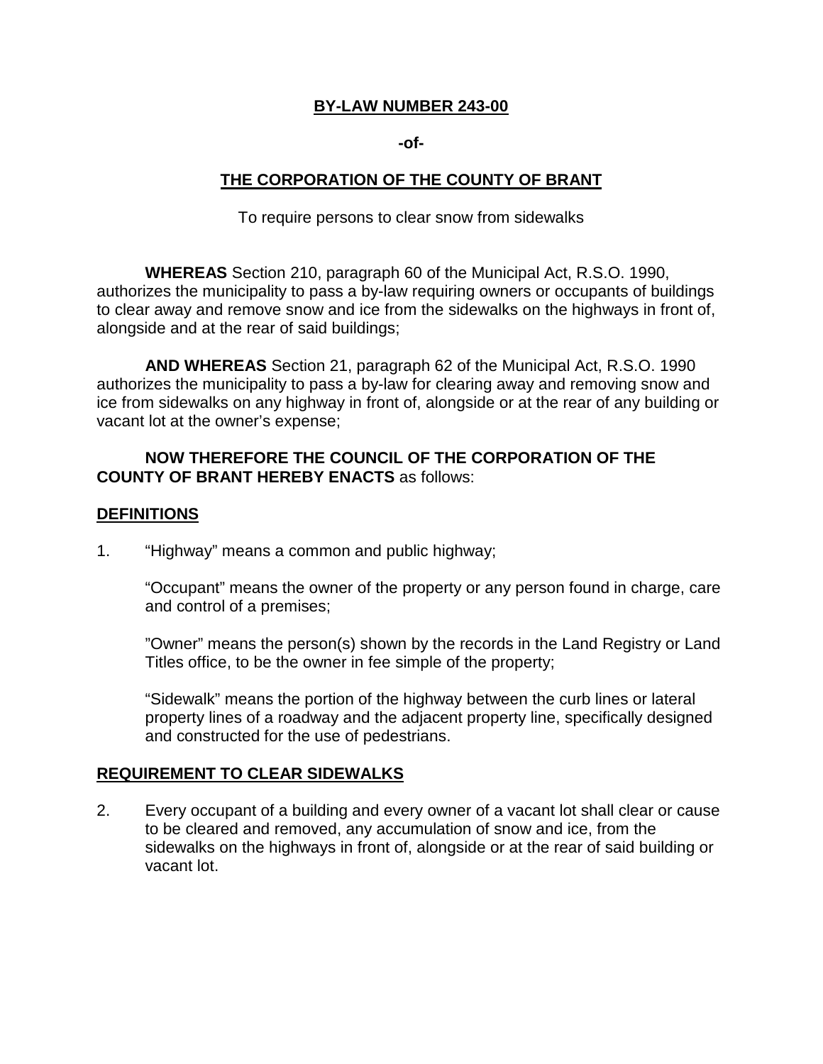# BY-LAW NUMBER 243-00

**-of-**

## THE CORPORATION OF THE COUNTY OF BRANT

To require persons to clear snow from sidewalks

**WHEREAS** Section 210, paragraph 60 of the Municipal Act, R.S.O. 1990, authorizes the municipality to pass a by-law requiring owners or occupants of buildings to clear away and remove snow and ice from the sidewalks on the highways in front of, alongside and at the rear of said buildings;

**AND WHEREAS** Section 21, paragraph 62 of the Municipal Act, R.S.O. 1990 authorizes the municipality to pass a by-law for clearing away and removing snow and ice from sidewalks on any highway in front of, alongside or at the rear of any building or vacant lot at the owner's expense;

**NOW THEREFORE THE COUNCIL OF THE CORPORATION OF THE COUNTY OF BRANT HEREBY ENACTS** as follows:

## DEFINITIONS

1. "Highway" means a common and public highway;

   "Occupant" means the owner of the property or any person found in charge, care and control of a premises;

   "Owner" means the person(s) shown by the records in the Land Registry or Land Titles office, to be the owner in fee simple of the property;

   "Sidewalk" means the portion of the highway between the curb lines or lateral property lines of a roadway and the adjacent property line, specifically designed and constructed for the use of pedestrians.

## REQUIREMENT TO CLEAR SIDEWALKS

2. Every occupant of a building and every owner of a vacant lot shall clear or cause to be cleared and removed, any accumulation of snow and ice, from the sidewalks on the highways in front of, alongside or at the rear of said building or vacant lot.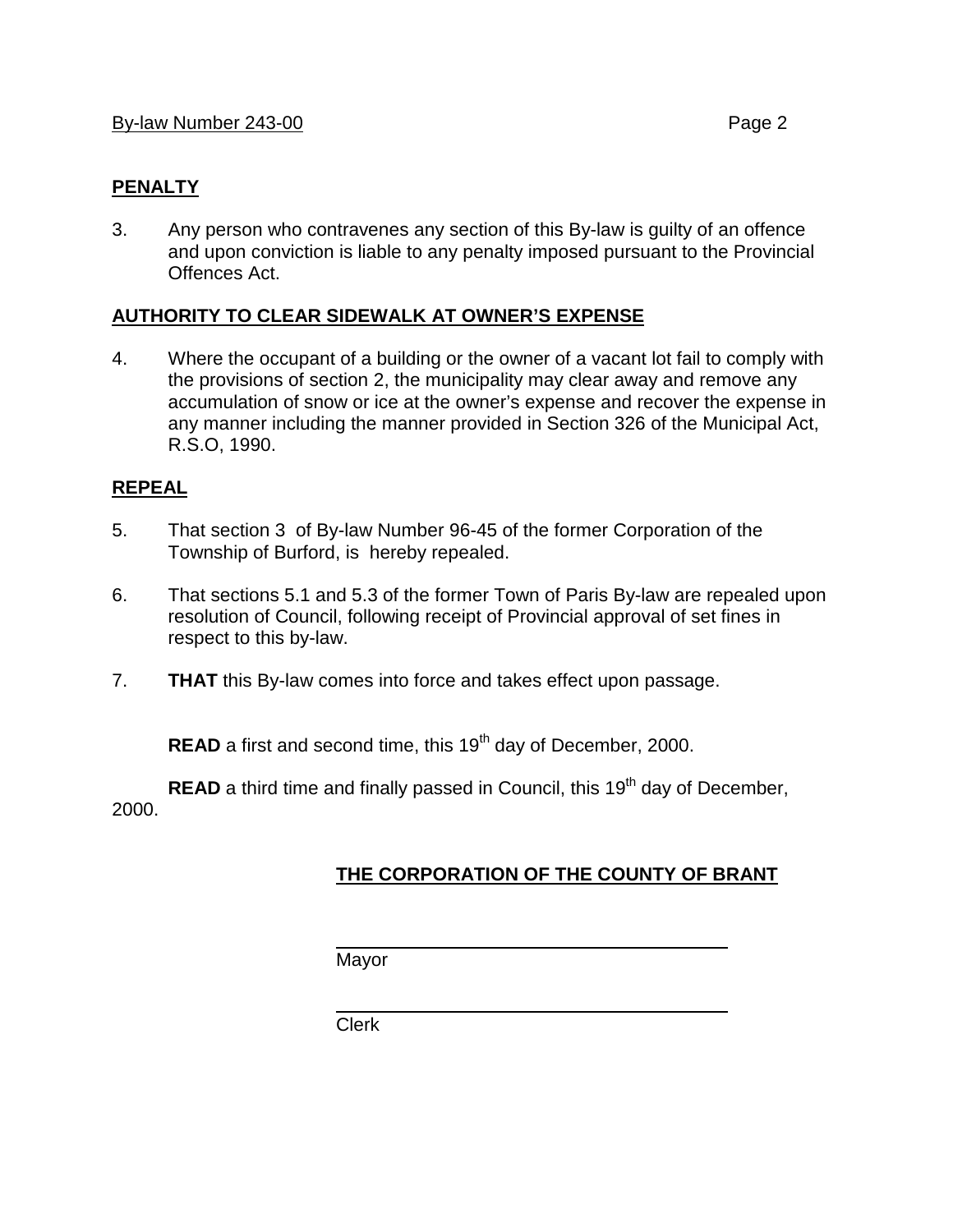## PENALTY

3. Any person who contravenes any section of this By-law is guilty of an offence and upon conviction is liable to any penalty imposed pursuant to the Provincial Offences Act.

## AUTHORITY TO CLEAR SIDEWALK AT OWNER'S EXPENSE

4. Where the occupant of a building or the owner of a vacant lot fail to comply with the provisions of section 2, the municipality may clear away and remove any accumulation of snow or ice at the owner's expense and recover the expense in any manner including the manner provided in Section 326 of the Municipal Act, R.S.O, 1990.

## REPEAL

5. That section 3 of By-law Number 96-45 of the former Corporation of the Township of Burford, is hereby repealed.

6. That sections 5.1 and 5.3 of the former Town of Paris By-law are repealed upon resolution of Council, following receipt of Provincial approval of set fines in respect to this by-law.

7. **THAT** this By-law comes into force and takes effect upon passage.

**READ** a first and second time, this 19th day of December, 2000.

**READ** a third time and finally passed in Council, this 19th day of December, 2000.

**THE CORPORATION OF THE COUNTY OF BRANT**

Mayor

Clerk